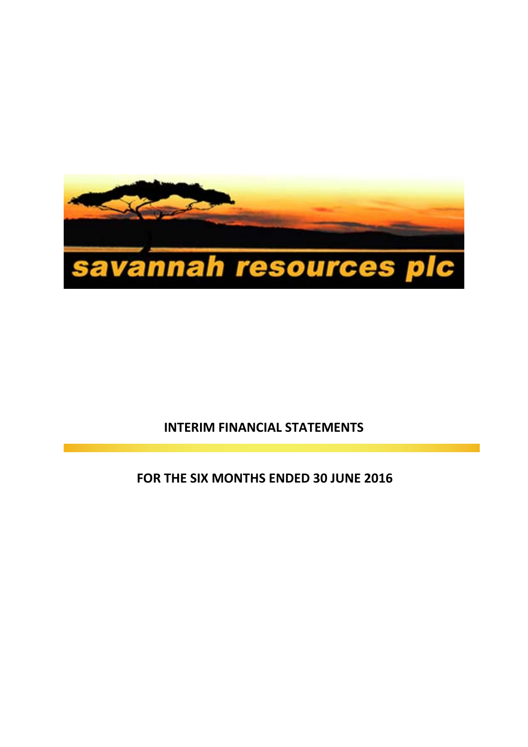savannah resources plc

# INTERIM FINANCIAL STATEMENTS

## FOR THE SIX MONTHS ENDED 30 JUNE 2016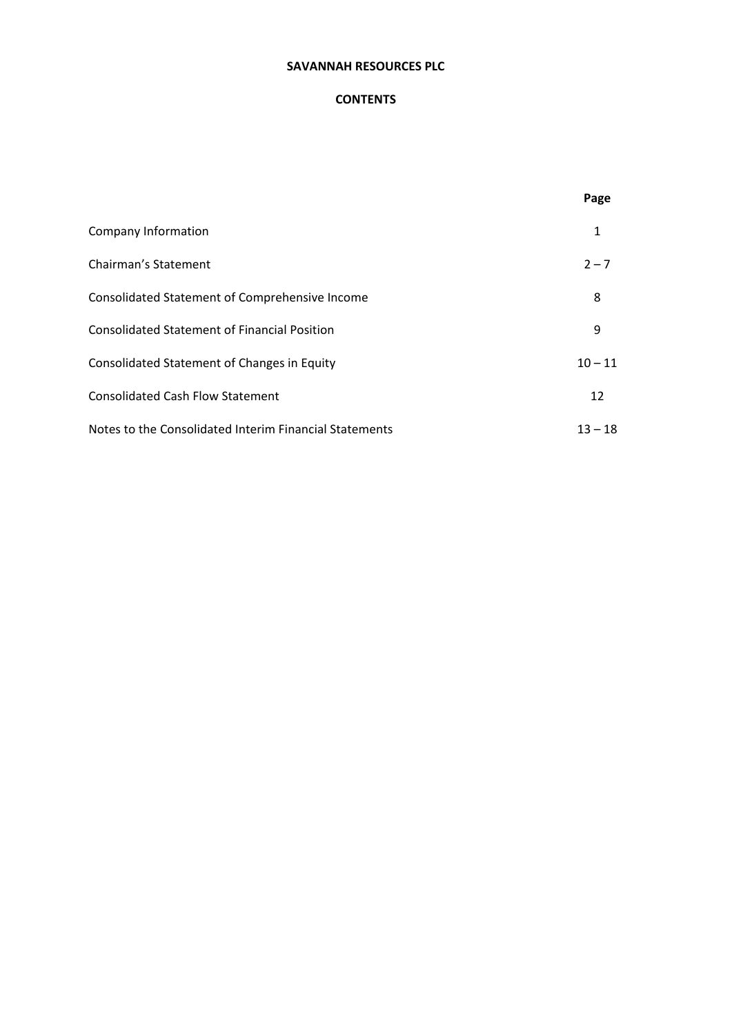**SAVANNAH RESOURCES PLC**

**CONTENTS**

| | **Page** |
|---|---|
| Company Information | 1 |
| Chairman's Statement | 2 – 7 |
| Consolidated Statement of Comprehensive Income | 8 |
| Consolidated Statement of Financial Position | 9 |
| Consolidated Statement of Changes in Equity | 10 – 11 |
| Consolidated Cash Flow Statement | 12 |
| Notes to the Consolidated Interim Financial Statements | 13 – 18 |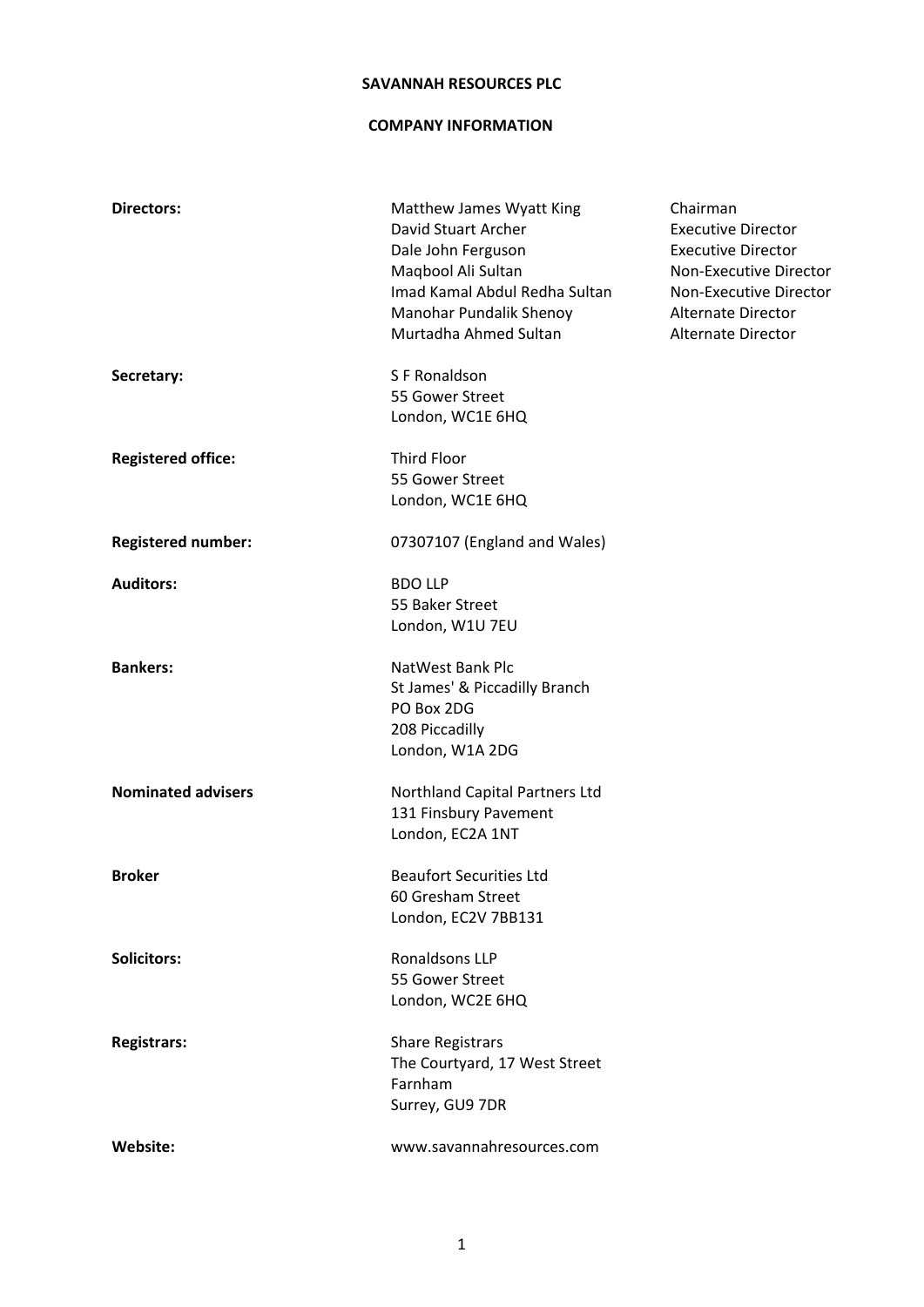**SAVANNAH RESOURCES PLC**

**COMPANY INFORMATION**

| | | |
|---|---|---|
| **Directors:** | Matthew James Wyatt King | Chairman |
| | David Stuart Archer | Executive Director |
| | Dale John Ferguson | Executive Director |
| | Maqbool Ali Sultan | Non-Executive Director |
| | Imad Kamal Abdul Redha Sultan | Non-Executive Director |
| | Manohar Pundalik Shenoy | Alternate Director |
| | Murtadha Ahmed Sultan | Alternate Director |
| **Secretary:** | S F Ronaldson<br>55 Gower Street<br>London, WC1E 6HQ | |
| **Registered office:** | Third Floor<br>55 Gower Street<br>London, WC1E 6HQ | |
| **Registered number:** | 07307107 (England and Wales) | |
| **Auditors:** | BDO LLP<br>55 Baker Street<br>London, W1U 7EU | |
| **Bankers:** | NatWest Bank Plc<br>St James' & Piccadilly Branch<br>PO Box 2DG<br>208 Piccadilly<br>London, W1A 2DG | |
| **Nominated advisers** | Northland Capital Partners Ltd<br>131 Finsbury Pavement<br>London, EC2A 1NT | |
| **Broker** | Beaufort Securities Ltd<br>60 Gresham Street<br>London, EC2V 7BB131 | |
| **Solicitors:** | Ronaldsons LLP<br>55 Gower Street<br>London, WC2E 6HQ | |
| **Registrars:** | Share Registrars<br>The Courtyard, 17 West Street<br>Farnham<br>Surrey, GU9 7DR | |
| **Website:** | www.savannahresources.com | |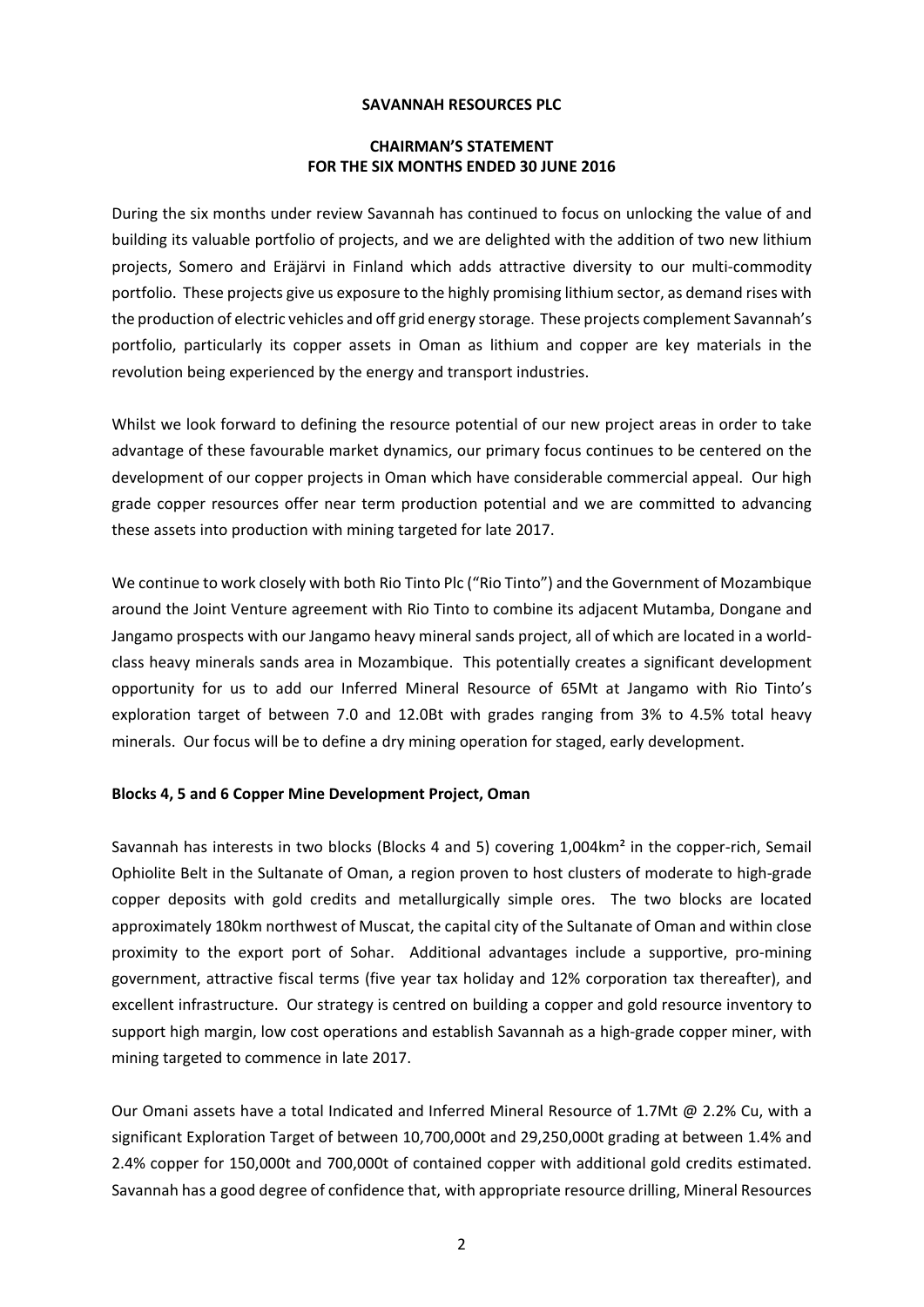**SAVANNAH RESOURCES PLC**

**CHAIRMAN'S STATEMENT**
**FOR THE SIX MONTHS ENDED 30 JUNE 2016**

During the six months under review Savannah has continued to focus on unlocking the value of and building its valuable portfolio of projects, and we are delighted with the addition of two new lithium projects, Somero and Eräjärvi in Finland which adds attractive diversity to our multi-commodity portfolio. These projects give us exposure to the highly promising lithium sector, as demand rises with the production of electric vehicles and off grid energy storage. These projects complement Savannah's portfolio, particularly its copper assets in Oman as lithium and copper are key materials in the revolution being experienced by the energy and transport industries.

Whilst we look forward to defining the resource potential of our new project areas in order to take advantage of these favourable market dynamics, our primary focus continues to be centered on the development of our copper projects in Oman which have considerable commercial appeal. Our high grade copper resources offer near term production potential and we are committed to advancing these assets into production with mining targeted for late 2017.

We continue to work closely with both Rio Tinto Plc ("Rio Tinto") and the Government of Mozambique around the Joint Venture agreement with Rio Tinto to combine its adjacent Mutamba, Dongane and Jangamo prospects with our Jangamo heavy mineral sands project, all of which are located in a world-class heavy minerals sands area in Mozambique. This potentially creates a significant development opportunity for us to add our Inferred Mineral Resource of 65Mt at Jangamo with Rio Tinto's exploration target of between 7.0 and 12.0Bt with grades ranging from 3% to 4.5% total heavy minerals. Our focus will be to define a dry mining operation for staged, early development.

**Blocks 4, 5 and 6 Copper Mine Development Project, Oman**

Savannah has interests in two blocks (Blocks 4 and 5) covering 1,004km² in the copper-rich, Semail Ophiolite Belt in the Sultanate of Oman, a region proven to host clusters of moderate to high-grade copper deposits with gold credits and metallurgically simple ores. The two blocks are located approximately 180km northwest of Muscat, the capital city of the Sultanate of Oman and within close proximity to the export port of Sohar. Additional advantages include a supportive, pro-mining government, attractive fiscal terms (five year tax holiday and 12% corporation tax thereafter), and excellent infrastructure. Our strategy is centred on building a copper and gold resource inventory to support high margin, low cost operations and establish Savannah as a high-grade copper miner, with mining targeted to commence in late 2017.

Our Omani assets have a total Indicated and Inferred Mineral Resource of 1.7Mt @ 2.2% Cu, with a significant Exploration Target of between 10,700,000t and 29,250,000t grading at between 1.4% and 2.4% copper for 150,000t and 700,000t of contained copper with additional gold credits estimated. Savannah has a good degree of confidence that, with appropriate resource drilling, Mineral Resources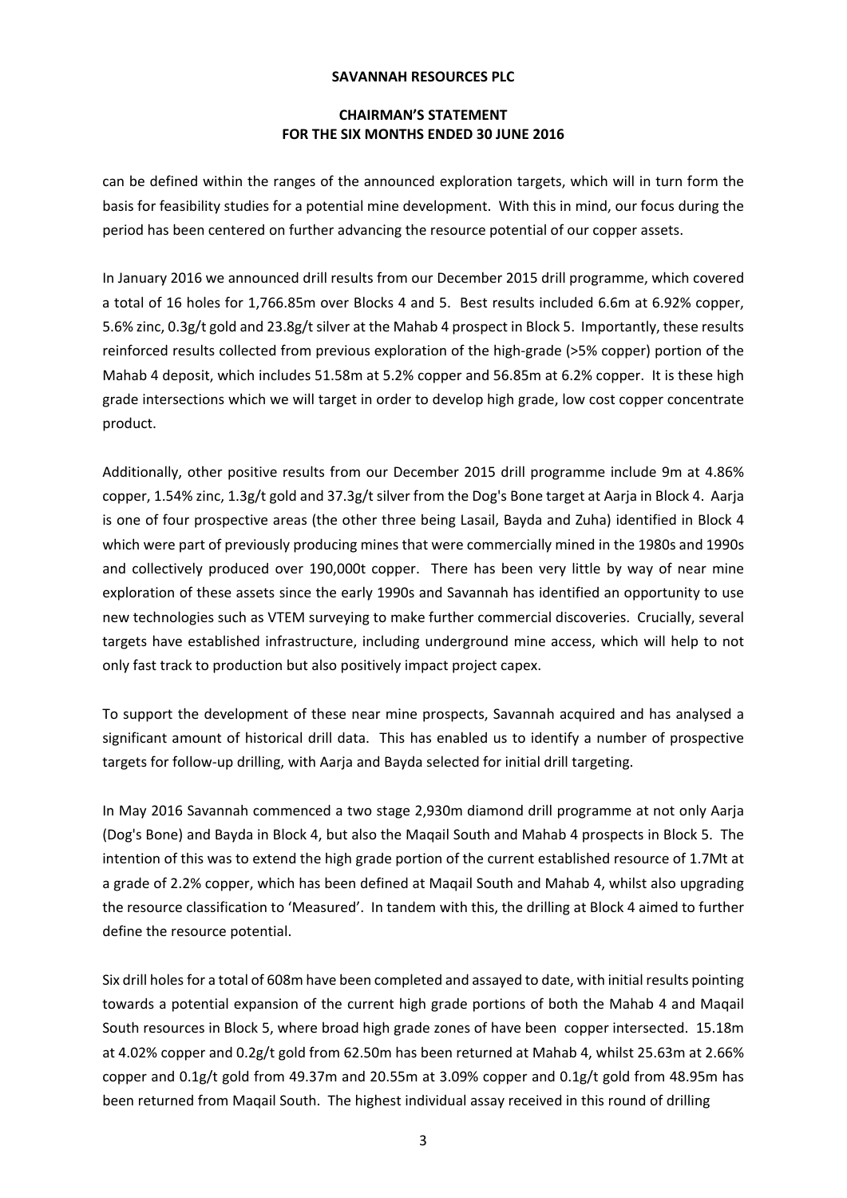**SAVANNAH RESOURCES PLC**

**CHAIRMAN'S STATEMENT**
**FOR THE SIX MONTHS ENDED 30 JUNE 2016**

can be defined within the ranges of the announced exploration targets, which will in turn form the basis for feasibility studies for a potential mine development. With this in mind, our focus during the period has been centered on further advancing the resource potential of our copper assets.

In January 2016 we announced drill results from our December 2015 drill programme, which covered a total of 16 holes for 1,766.85m over Blocks 4 and 5. Best results included 6.6m at 6.92% copper, 5.6% zinc, 0.3g/t gold and 23.8g/t silver at the Mahab 4 prospect in Block 5. Importantly, these results reinforced results collected from previous exploration of the high-grade (>5% copper) portion of the Mahab 4 deposit, which includes 51.58m at 5.2% copper and 56.85m at 6.2% copper. It is these high grade intersections which we will target in order to develop high grade, low cost copper concentrate product.

Additionally, other positive results from our December 2015 drill programme include 9m at 4.86% copper, 1.54% zinc, 1.3g/t gold and 37.3g/t silver from the Dog's Bone target at Aarja in Block 4. Aarja is one of four prospective areas (the other three being Lasail, Bayda and Zuha) identified in Block 4 which were part of previously producing mines that were commercially mined in the 1980s and 1990s and collectively produced over 190,000t copper. There has been very little by way of near mine exploration of these assets since the early 1990s and Savannah has identified an opportunity to use new technologies such as VTEM surveying to make further commercial discoveries. Crucially, several targets have established infrastructure, including underground mine access, which will help to not only fast track to production but also positively impact project capex.

To support the development of these near mine prospects, Savannah acquired and has analysed a significant amount of historical drill data. This has enabled us to identify a number of prospective targets for follow-up drilling, with Aarja and Bayda selected for initial drill targeting.

In May 2016 Savannah commenced a two stage 2,930m diamond drill programme at not only Aarja (Dog's Bone) and Bayda in Block 4, but also the Maqail South and Mahab 4 prospects in Block 5. The intention of this was to extend the high grade portion of the current established resource of 1.7Mt at a grade of 2.2% copper, which has been defined at Maqail South and Mahab 4, whilst also upgrading the resource classification to 'Measured'. In tandem with this, the drilling at Block 4 aimed to further define the resource potential.

Six drill holes for a total of 608m have been completed and assayed to date, with initial results pointing towards a potential expansion of the current high grade portions of both the Mahab 4 and Maqail South resources in Block 5, where broad high grade zones of have been copper intersected. 15.18m at 4.02% copper and 0.2g/t gold from 62.50m has been returned at Mahab 4, whilst 25.63m at 2.66% copper and 0.1g/t gold from 49.37m and 20.55m at 3.09% copper and 0.1g/t gold from 48.95m has been returned from Maqail South. The highest individual assay received in this round of drilling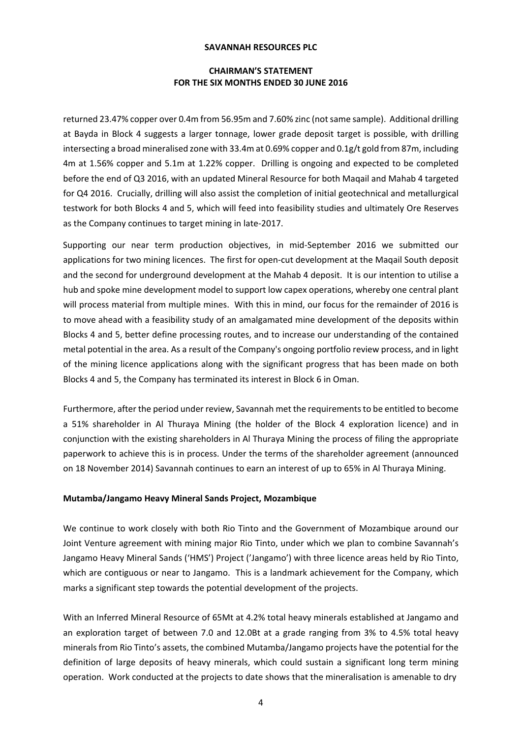returned 23.47% copper over 0.4m from 56.95m and 7.60% zinc (not same sample). Additional drilling at Bayda in Block 4 suggests a larger tonnage, lower grade deposit target is possible, with drilling intersecting a broad mineralised zone with 33.4m at 0.69% copper and 0.1g/t gold from 87m, including 4m at 1.56% copper and 5.1m at 1.22% copper. Drilling is ongoing and expected to be completed before the end of Q3 2016, with an updated Mineral Resource for both Maqail and Mahab 4 targeted for Q4 2016. Crucially, drilling will also assist the completion of initial geotechnical and metallurgical testwork for both Blocks 4 and 5, which will feed into feasibility studies and ultimately Ore Reserves as the Company continues to target mining in late-2017.

Supporting our near term production objectives, in mid-September 2016 we submitted our applications for two mining licences. The first for open-cut development at the Maqail South deposit and the second for underground development at the Mahab 4 deposit. It is our intention to utilise a hub and spoke mine development model to support low capex operations, whereby one central plant will process material from multiple mines. With this in mind, our focus for the remainder of 2016 is to move ahead with a feasibility study of an amalgamated mine development of the deposits within Blocks 4 and 5, better define processing routes, and to increase our understanding of the contained metal potential in the area. As a result of the Company's ongoing portfolio review process, and in light of the mining licence applications along with the significant progress that has been made on both Blocks 4 and 5, the Company has terminated its interest in Block 6 in Oman.

Furthermore, after the period under review, Savannah met the requirements to be entitled to become a 51% shareholder in Al Thuraya Mining (the holder of the Block 4 exploration licence) and in conjunction with the existing shareholders in Al Thuraya Mining the process of filing the appropriate paperwork to achieve this is in process. Under the terms of the shareholder agreement (announced on 18 November 2014) Savannah continues to earn an interest of up to 65% in Al Thuraya Mining.

**Mutamba/Jangamo Heavy Mineral Sands Project, Mozambique**

We continue to work closely with both Rio Tinto and the Government of Mozambique around our Joint Venture agreement with mining major Rio Tinto, under which we plan to combine Savannah's Jangamo Heavy Mineral Sands ('HMS') Project ('Jangamo') with three licence areas held by Rio Tinto, which are contiguous or near to Jangamo. This is a landmark achievement for the Company, which marks a significant step towards the potential development of the projects.

With an Inferred Mineral Resource of 65Mt at 4.2% total heavy minerals established at Jangamo and an exploration target of between 7.0 and 12.0Bt at a grade ranging from 3% to 4.5% total heavy minerals from Rio Tinto's assets, the combined Mutamba/Jangamo projects have the potential for the definition of large deposits of heavy minerals, which could sustain a significant long term mining operation. Work conducted at the projects to date shows that the mineralisation is amenable to dry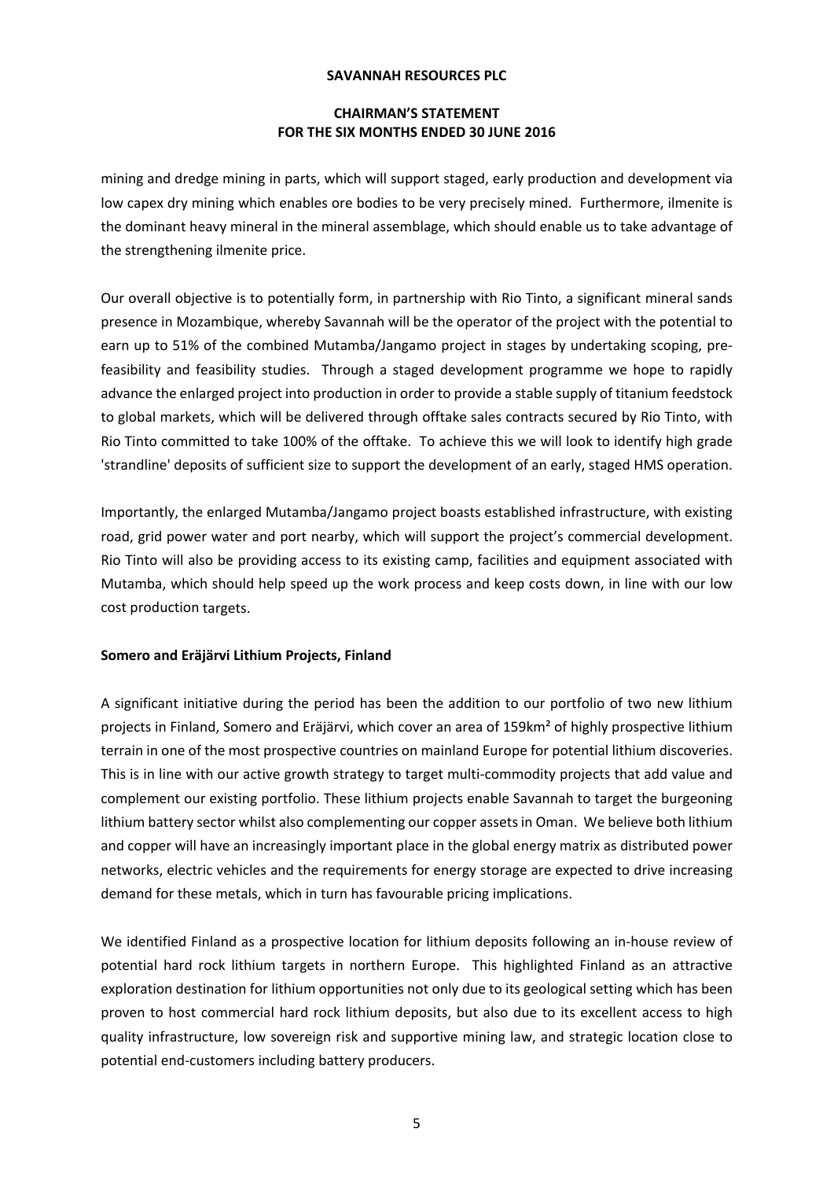mining and dredge mining in parts, which will support staged, early production and development via low capex dry mining which enables ore bodies to be very precisely mined. Furthermore, ilmenite is the dominant heavy mineral in the mineral assemblage, which should enable us to take advantage of the strengthening ilmenite price.

Our overall objective is to potentially form, in partnership with Rio Tinto, a significant mineral sands presence in Mozambique, whereby Savannah will be the operator of the project with the potential to earn up to 51% of the combined Mutamba/Jangamo project in stages by undertaking scoping, pre-feasibility and feasibility studies. Through a staged development programme we hope to rapidly advance the enlarged project into production in order to provide a stable supply of titanium feedstock to global markets, which will be delivered through offtake sales contracts secured by Rio Tinto, with Rio Tinto committed to take 100% of the offtake. To achieve this we will look to identify high grade 'strandline' deposits of sufficient size to support the development of an early, staged HMS operation.

Importantly, the enlarged Mutamba/Jangamo project boasts established infrastructure, with existing road, grid power water and port nearby, which will support the project's commercial development. Rio Tinto will also be providing access to its existing camp, facilities and equipment associated with Mutamba, which should help speed up the work process and keep costs down, in line with our low cost production targets.

**Somero and Eräjärvi Lithium Projects, Finland**

A significant initiative during the period has been the addition to our portfolio of two new lithium projects in Finland, Somero and Eräjärvi, which cover an area of 159km² of highly prospective lithium terrain in one of the most prospective countries on mainland Europe for potential lithium discoveries. This is in line with our active growth strategy to target multi-commodity projects that add value and complement our existing portfolio. These lithium projects enable Savannah to target the burgeoning lithium battery sector whilst also complementing our copper assets in Oman. We believe both lithium and copper will have an increasingly important place in the global energy matrix as distributed power networks, electric vehicles and the requirements for energy storage are expected to drive increasing demand for these metals, which in turn has favourable pricing implications.

We identified Finland as a prospective location for lithium deposits following an in-house review of potential hard rock lithium targets in northern Europe. This highlighted Finland as an attractive exploration destination for lithium opportunities not only due to its geological setting which has been proven to host commercial hard rock lithium deposits, but also due to its excellent access to high quality infrastructure, low sovereign risk and supportive mining law, and strategic location close to potential end-customers including battery producers.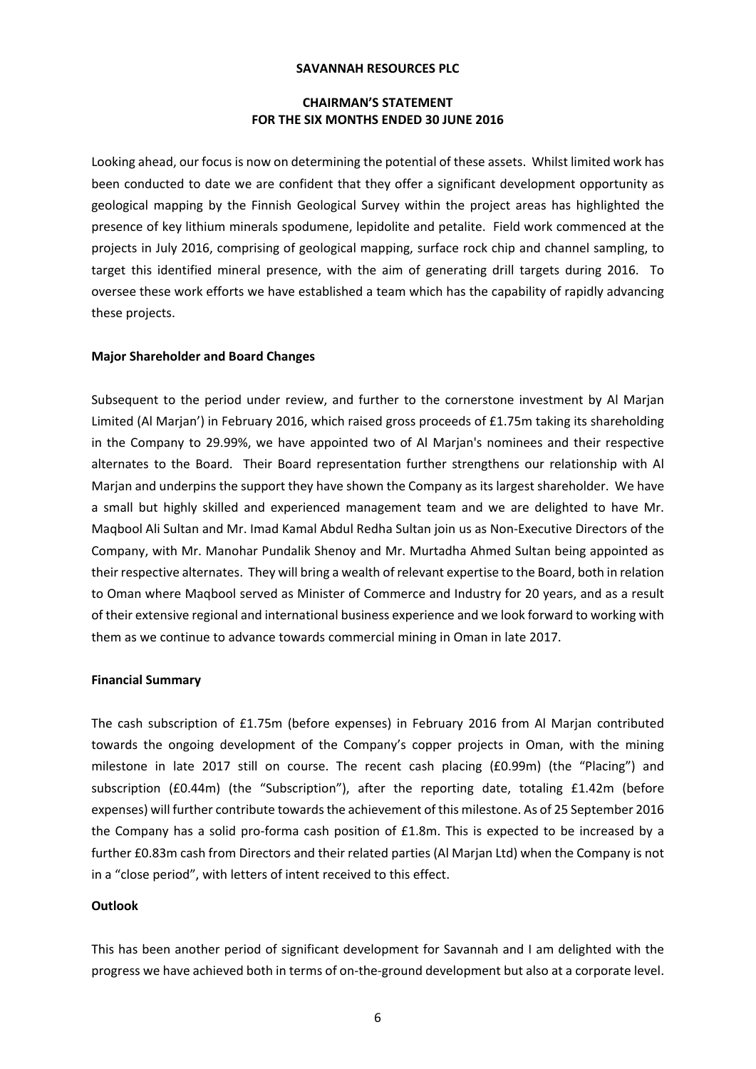**SAVANNAH RESOURCES PLC**

**CHAIRMAN'S STATEMENT**
**FOR THE SIX MONTHS ENDED 30 JUNE 2016**

Looking ahead, our focus is now on determining the potential of these assets. Whilst limited work has been conducted to date we are confident that they offer a significant development opportunity as geological mapping by the Finnish Geological Survey within the project areas has highlighted the presence of key lithium minerals spodumene, lepidolite and petalite. Field work commenced at the projects in July 2016, comprising of geological mapping, surface rock chip and channel sampling, to target this identified mineral presence, with the aim of generating drill targets during 2016. To oversee these work efforts we have established a team which has the capability of rapidly advancing these projects.

**Major Shareholder and Board Changes**

Subsequent to the period under review, and further to the cornerstone investment by Al Marjan Limited (Al Marjan') in February 2016, which raised gross proceeds of £1.75m taking its shareholding in the Company to 29.99%, we have appointed two of Al Marjan's nominees and their respective alternates to the Board. Their Board representation further strengthens our relationship with Al Marjan and underpins the support they have shown the Company as its largest shareholder. We have a small but highly skilled and experienced management team and we are delighted to have Mr. Maqbool Ali Sultan and Mr. Imad Kamal Abdul Redha Sultan join us as Non-Executive Directors of the Company, with Mr. Manohar Pundalik Shenoy and Mr. Murtadha Ahmed Sultan being appointed as their respective alternates. They will bring a wealth of relevant expertise to the Board, both in relation to Oman where Maqbool served as Minister of Commerce and Industry for 20 years, and as a result of their extensive regional and international business experience and we look forward to working with them as we continue to advance towards commercial mining in Oman in late 2017.

**Financial Summary**

The cash subscription of £1.75m (before expenses) in February 2016 from Al Marjan contributed towards the ongoing development of the Company's copper projects in Oman, with the mining milestone in late 2017 still on course. The recent cash placing (£0.99m) (the "Placing") and subscription (£0.44m) (the "Subscription"), after the reporting date, totaling £1.42m (before expenses) will further contribute towards the achievement of this milestone. As of 25 September 2016 the Company has a solid pro-forma cash position of £1.8m. This is expected to be increased by a further £0.83m cash from Directors and their related parties (Al Marjan Ltd) when the Company is not in a "close period", with letters of intent received to this effect.

**Outlook**

This has been another period of significant development for Savannah and I am delighted with the progress we have achieved both in terms of on-the-ground development but also at a corporate level.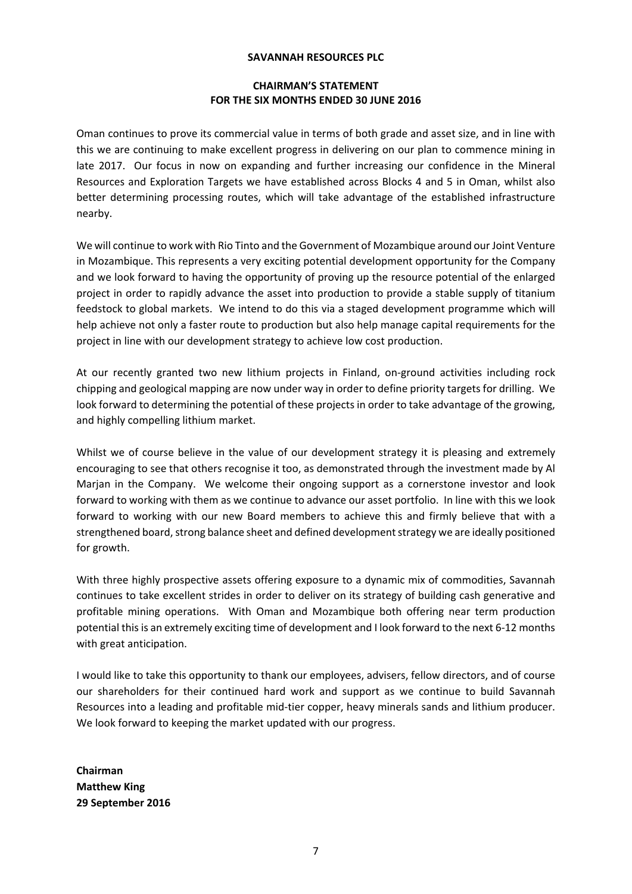**SAVANNAH RESOURCES PLC**

**CHAIRMAN'S STATEMENT**
**FOR THE SIX MONTHS ENDED 30 JUNE 2016**

Oman continues to prove its commercial value in terms of both grade and asset size, and in line with this we are continuing to make excellent progress in delivering on our plan to commence mining in late 2017. Our focus in now on expanding and further increasing our confidence in the Mineral Resources and Exploration Targets we have established across Blocks 4 and 5 in Oman, whilst also better determining processing routes, which will take advantage of the established infrastructure nearby.

We will continue to work with Rio Tinto and the Government of Mozambique around our Joint Venture in Mozambique. This represents a very exciting potential development opportunity for the Company and we look forward to having the opportunity of proving up the resource potential of the enlarged project in order to rapidly advance the asset into production to provide a stable supply of titanium feedstock to global markets. We intend to do this via a staged development programme which will help achieve not only a faster route to production but also help manage capital requirements for the project in line with our development strategy to achieve low cost production.

At our recently granted two new lithium projects in Finland, on-ground activities including rock chipping and geological mapping are now under way in order to define priority targets for drilling. We look forward to determining the potential of these projects in order to take advantage of the growing, and highly compelling lithium market.

Whilst we of course believe in the value of our development strategy it is pleasing and extremely encouraging to see that others recognise it too, as demonstrated through the investment made by Al Marjan in the Company. We welcome their ongoing support as a cornerstone investor and look forward to working with them as we continue to advance our asset portfolio. In line with this we look forward to working with our new Board members to achieve this and firmly believe that with a strengthened board, strong balance sheet and defined development strategy we are ideally positioned for growth.

With three highly prospective assets offering exposure to a dynamic mix of commodities, Savannah continues to take excellent strides in order to deliver on its strategy of building cash generative and profitable mining operations. With Oman and Mozambique both offering near term production potential this is an extremely exciting time of development and I look forward to the next 6-12 months with great anticipation.

I would like to take this opportunity to thank our employees, advisers, fellow directors, and of course our shareholders for their continued hard work and support as we continue to build Savannah Resources into a leading and profitable mid-tier copper, heavy minerals sands and lithium producer. We look forward to keeping the market updated with our progress.

**Chairman**
**Matthew King**
**29 September 2016**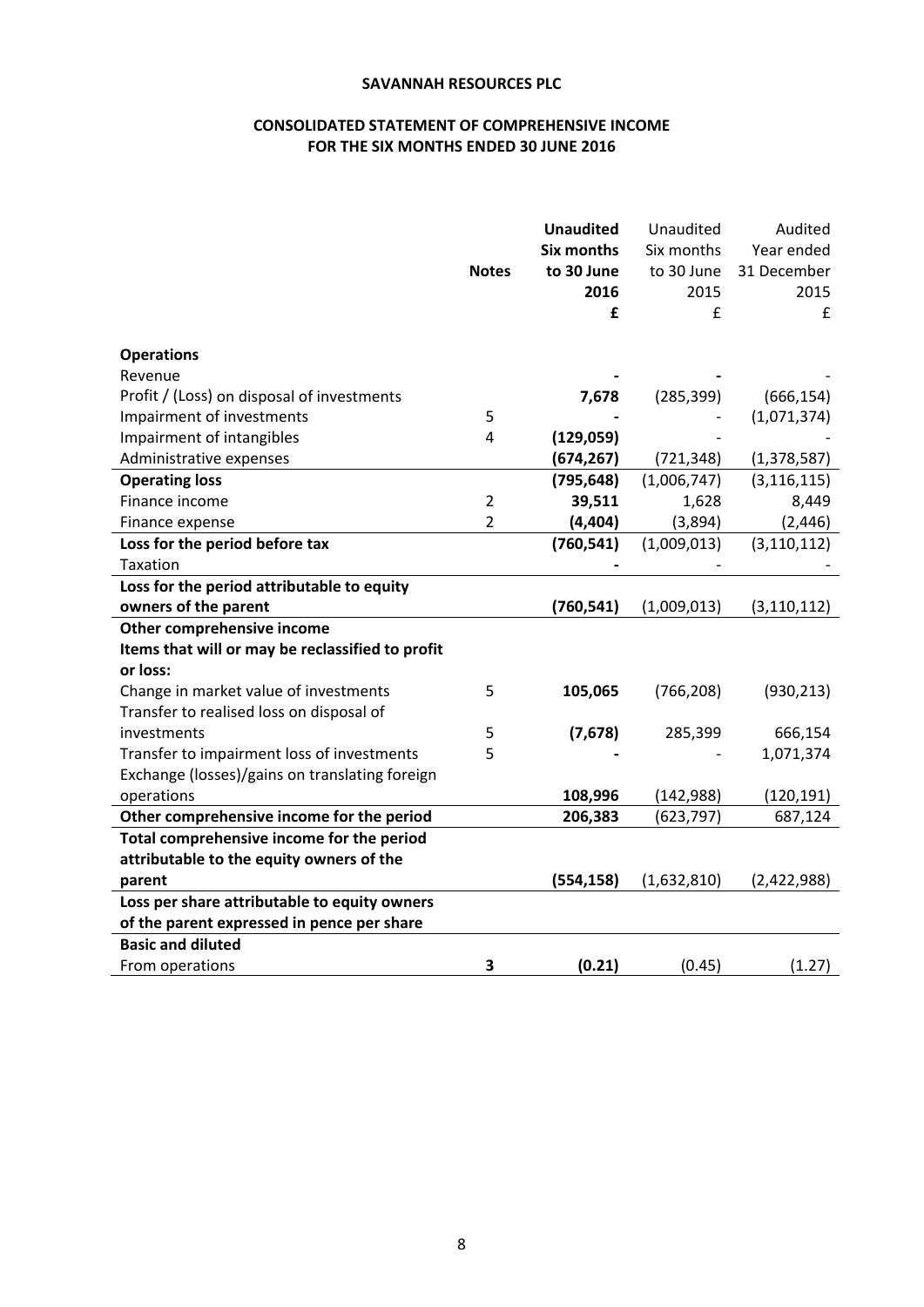**SAVANNAH RESOURCES PLC**

**CONSOLIDATED STATEMENT OF COMPREHENSIVE INCOME FOR THE SIX MONTHS ENDED 30 JUNE 2016**

| | Notes | **Unaudited Six months to 30 June 2016 £** | Unaudited Six months to 30 June 2015 £ | Audited Year ended 31 December 2015 £ |
|---|---|---|---|---|
| **Operations** | | | | |
| Revenue | | **-** | **-** | - |
| Profit / (Loss) on disposal of investments | | **7,678** | (285,399) | (666,154) |
| Impairment of investments | 5 | **-** | - | (1,071,374) |
| Impairment of intangibles | 4 | **(129,059)** | - | - |
| Administrative expenses | | **(674,267)** | (721,348) | (1,378,587) |
| **Operating loss** | | **(795,648)** | (1,006,747) | (3,116,115) |
| Finance income | 2 | **39,511** | 1,628 | 8,449 |
| Finance expense | 2 | **(4,404)** | (3,894) | (2,446) |
| **Loss for the period before tax** | | **(760,541)** | (1,009,013) | (3,110,112) |
| Taxation | | **-** | - | - |
| **Loss for the period attributable to equity owners of the parent** | | **(760,541)** | (1,009,013) | (3,110,112) |
| **Other comprehensive income** | | | | |
| **Items that will or may be reclassified to profit or loss:** | | | | |
| Change in market value of investments | 5 | **105,065** | (766,208) | (930,213) |
| Transfer to realised loss on disposal of investments | 5 | **(7,678)** | 285,399 | 666,154 |
| Transfer to impairment loss of investments | 5 | **-** | - | 1,071,374 |
| Exchange (losses)/gains on translating foreign operations | | **108,996** | (142,988) | (120,191) |
| **Other comprehensive income for the period** | | **206,383** | (623,797) | 687,124 |
| **Total comprehensive income for the period attributable to the equity owners of the parent** | | **(554,158)** | (1,632,810) | (2,422,988) |
| **Loss per share attributable to equity owners of the parent expressed in pence per share** | | | | |
| **Basic and diluted** | | | | |
| From operations | **3** | **(0.21)** | (0.45) | (1.27) |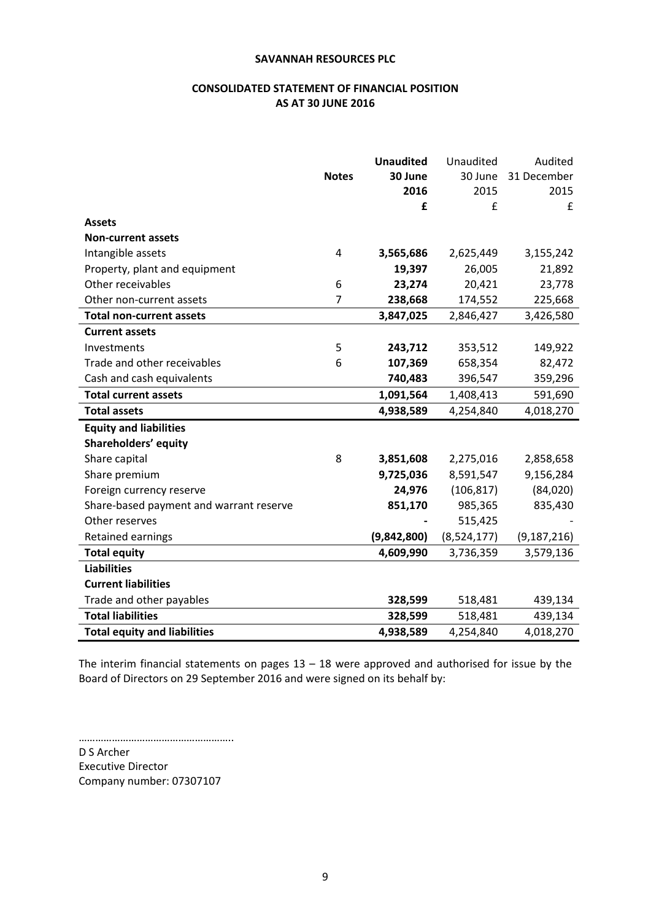**SAVANNAH RESOURCES PLC**

**CONSOLIDATED STATEMENT OF FINANCIAL POSITION AS AT 30 JUNE 2016**

| | **Notes** | **Unaudited 30 June 2016 £** | Unaudited 30 June 2015 £ | Audited 31 December 2015 £ |
|---|---|---|---|---|
| **Assets** | | | | |
| **Non-current assets** | | | | |
| Intangible assets | 4 | **3,565,686** | 2,625,449 | 3,155,242 |
| Property, plant and equipment | | **19,397** | 26,005 | 21,892 |
| Other receivables | 6 | **23,274** | 20,421 | 23,778 |
| Other non-current assets | 7 | **238,668** | 174,552 | 225,668 |
| **Total non-current assets** | | **3,847,025** | 2,846,427 | 3,426,580 |
| **Current assets** | | | | |
| Investments | 5 | **243,712** | 353,512 | 149,922 |
| Trade and other receivables | 6 | **107,369** | 658,354 | 82,472 |
| Cash and cash equivalents | | **740,483** | 396,547 | 359,296 |
| **Total current assets** | | **1,091,564** | 1,408,413 | 591,690 |
| **Total assets** | | **4,938,589** | 4,254,840 | 4,018,270 |
| **Equity and liabilities** | | | | |
| **Shareholders' equity** | | | | |
| Share capital | 8 | **3,851,608** | 2,275,016 | 2,858,658 |
| Share premium | | **9,725,036** | 8,591,547 | 9,156,284 |
| Foreign currency reserve | | **24,976** | (106,817) | (84,020) |
| Share-based payment and warrant reserve | | **851,170** | 985,365 | 835,430 |
| Other reserves | | **-** | 515,425 | - |
| Retained earnings | | **(9,842,800)** | (8,524,177) | (9,187,216) |
| **Total equity** | | **4,609,990** | 3,736,359 | 3,579,136 |
| **Liabilities** | | | | |
| **Current liabilities** | | | | |
| Trade and other payables | | **328,599** | 518,481 | 439,134 |
| **Total liabilities** | | **328,599** | 518,481 | 439,134 |
| **Total equity and liabilities** | | **4,938,589** | 4,254,840 | 4,018,270 |

The interim financial statements on pages 13 – 18 were approved and authorised for issue by the Board of Directors on 29 September 2016 and were signed on its behalf by:

……………………………………………..

D S Archer
Executive Director
Company number: 07307107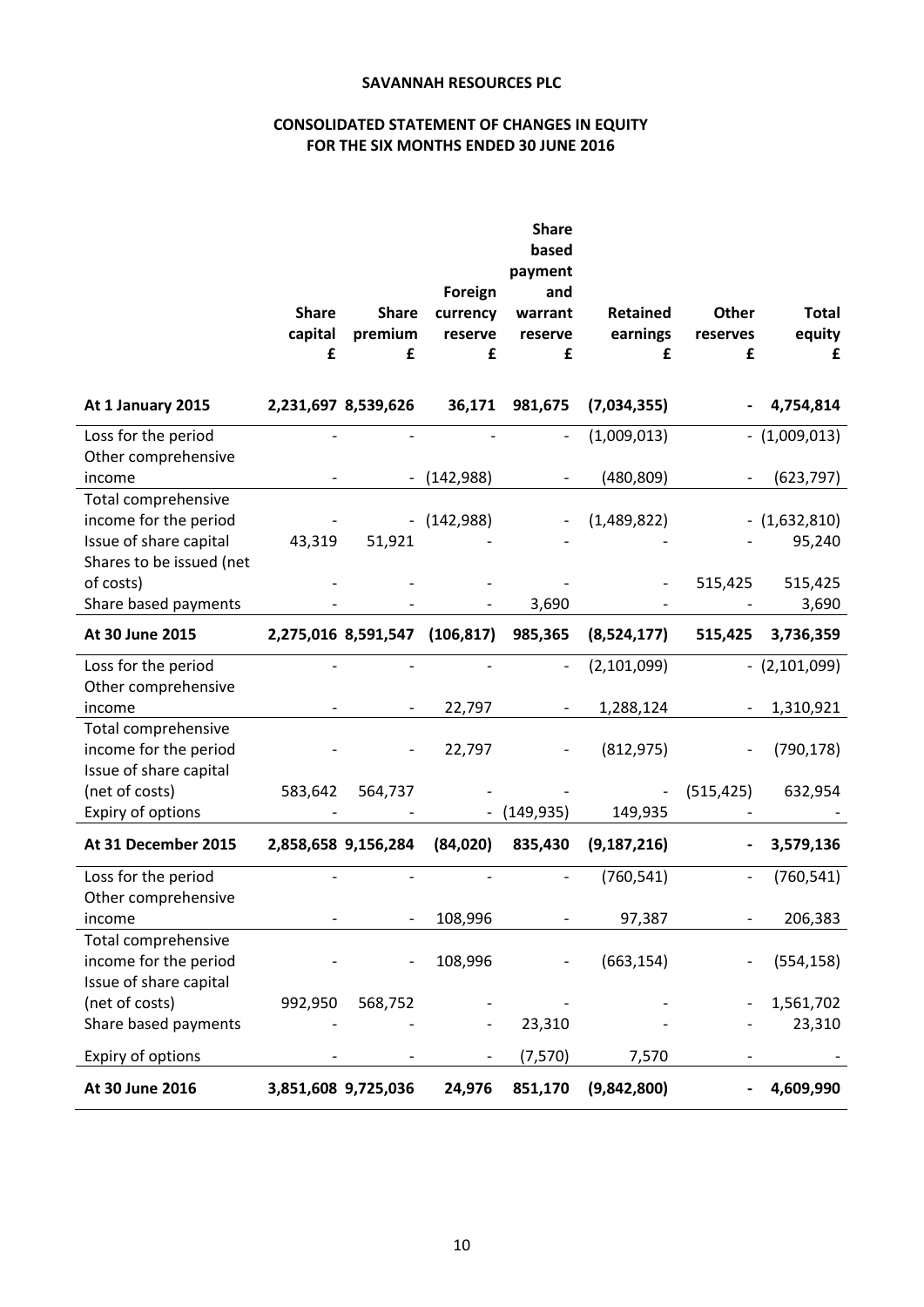**SAVANNAH RESOURCES PLC**

**CONSOLIDATED STATEMENT OF CHANGES IN EQUITY**
**FOR THE SIX MONTHS ENDED 30 JUNE 2016**

| | Share capital £ | Share premium £ | Foreign currency reserve £ | Share based payment and warrant reserve £ | Retained earnings £ | Other reserves £ | Total equity £ |
|---|---|---|---|---|---|---|---|
| **At 1 January 2015** | **2,231,697** | **8,539,626** | **36,171** | **981,675** | **(7,034,355)** | **-** | **4,754,814** |
| Loss for the period | - | - | - | - | (1,009,013) | - | (1,009,013) |
| Other comprehensive income | - | - | (142,988) | - | (480,809) | - | (623,797) |
| Total comprehensive income for the period | - | - | (142,988) | - | (1,489,822) | - | (1,632,810) |
| Issue of share capital | 43,319 | 51,921 | - | - | - | - | 95,240 |
| Shares to be issued (net of costs) | - | - | - | - | - | 515,425 | 515,425 |
| Share based payments | - | - | - | 3,690 | - | - | 3,690 |
| **At 30 June 2015** | **2,275,016** | **8,591,547** | **(106,817)** | **985,365** | **(8,524,177)** | **515,425** | **3,736,359** |
| Loss for the period | - | - | - | - | (2,101,099) | - | (2,101,099) |
| Other comprehensive income | - | - | 22,797 | - | 1,288,124 | - | 1,310,921 |
| Total comprehensive income for the period | - | - | 22,797 | - | (812,975) | - | (790,178) |
| Issue of share capital (net of costs) | 583,642 | 564,737 | - | - | - | (515,425) | 632,954 |
| Expiry of options | - | - | - | (149,935) | 149,935 | - | - |
| **At 31 December 2015** | **2,858,658** | **9,156,284** | **(84,020)** | **835,430** | **(9,187,216)** | **-** | **3,579,136** |
| Loss for the period | - | - | - | - | (760,541) | - | (760,541) |
| Other comprehensive income | - | - | 108,996 | - | 97,387 | - | 206,383 |
| Total comprehensive income for the period | - | - | 108,996 | - | (663,154) | - | (554,158) |
| Issue of share capital (net of costs) | 992,950 | 568,752 | - | - | - | - | 1,561,702 |
| Share based payments | - | - | - | 23,310 | - | - | 23,310 |
| Expiry of options | - | - | - | (7,570) | 7,570 | - | - |
| **At 30 June 2016** | **3,851,608** | **9,725,036** | **24,976** | **851,170** | **(9,842,800)** | **-** | **4,609,990** |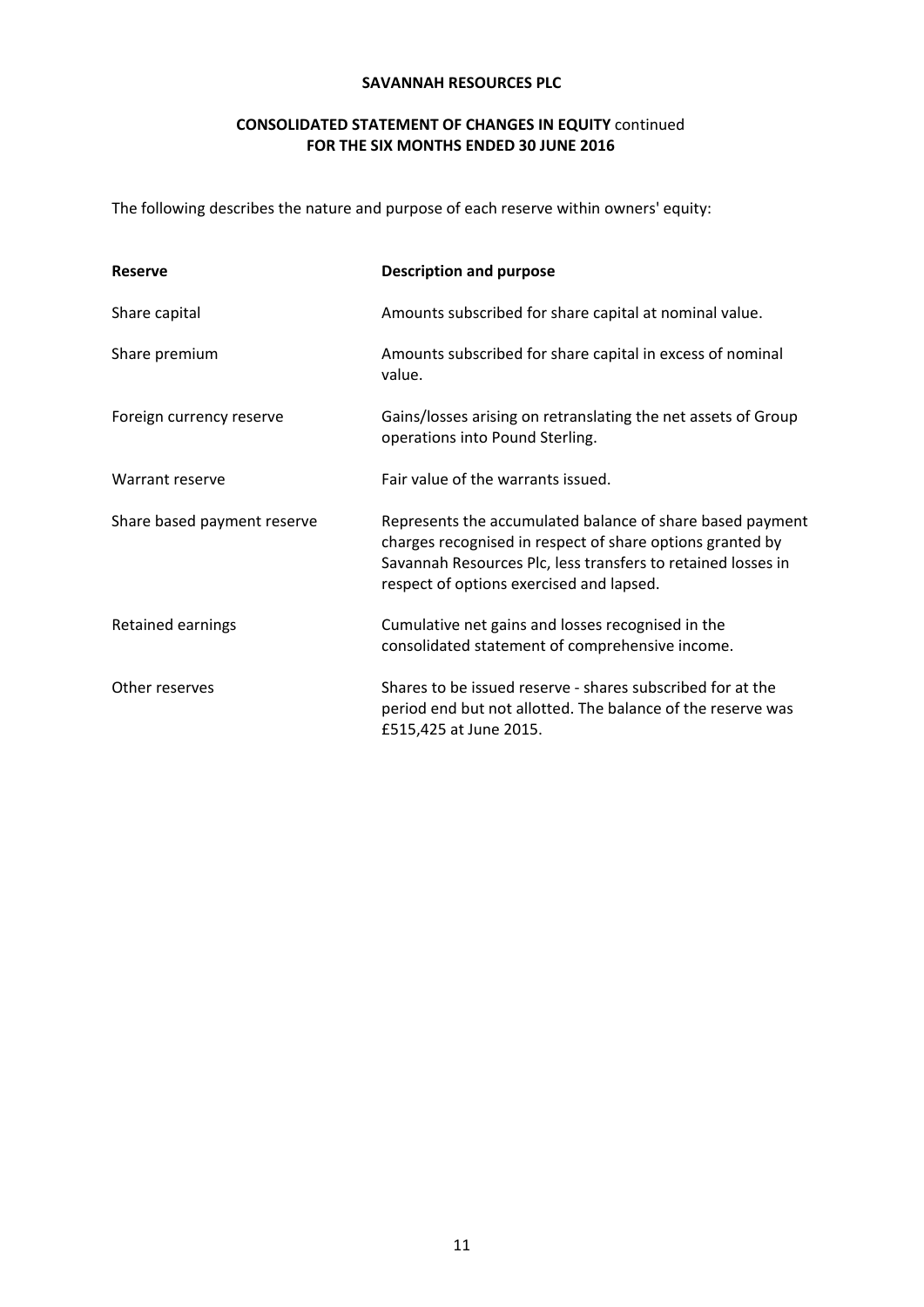**SAVANNAH RESOURCES PLC**

**CONSOLIDATED STATEMENT OF CHANGES IN EQUITY** continued
**FOR THE SIX MONTHS ENDED 30 JUNE 2016**

The following describes the nature and purpose of each reserve within owners' equity:

| **Reserve** | **Description and purpose** |
|---|---|
| Share capital | Amounts subscribed for share capital at nominal value. |
| Share premium | Amounts subscribed for share capital in excess of nominal value. |
| Foreign currency reserve | Gains/losses arising on retranslating the net assets of Group operations into Pound Sterling. |
| Warrant reserve | Fair value of the warrants issued. |
| Share based payment reserve | Represents the accumulated balance of share based payment charges recognised in respect of share options granted by Savannah Resources Plc, less transfers to retained losses in respect of options exercised and lapsed. |
| Retained earnings | Cumulative net gains and losses recognised in the consolidated statement of comprehensive income. |
| Other reserves | Shares to be issued reserve - shares subscribed for at the period end but not allotted. The balance of the reserve was £515,425 at June 2015. |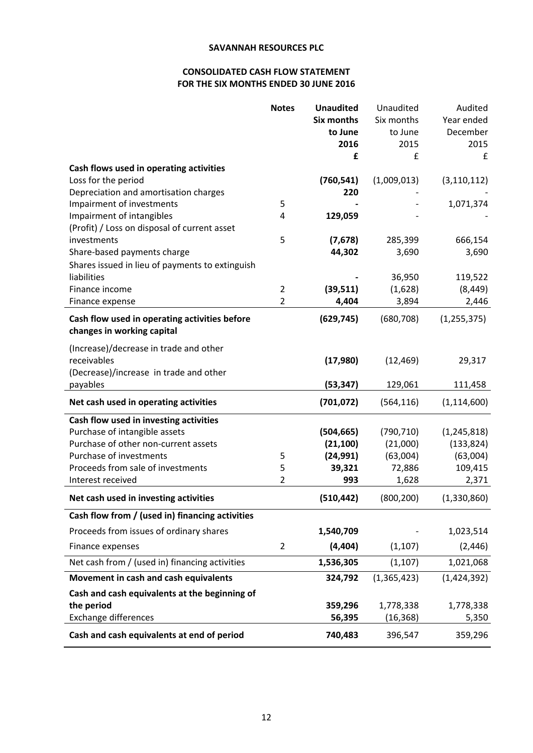**SAVANNAH RESOURCES PLC**

**CONSOLIDATED CASH FLOW STATEMENT**
**FOR THE SIX MONTHS ENDED 30 JUNE 2016**

| | Notes | **Unaudited Six months to June 2016 £** | Unaudited Six months to June 2015 £ | Audited Year ended December 2015 £ |
|---|---|---|---|---|
| **Cash flows used in operating activities** | | | | |
| Loss for the period | | **(760,541)** | (1,009,013) | (3,110,112) |
| Depreciation and amortisation charges | | **220** | - | - |
| Impairment of investments | 5 | **-** | - | 1,071,374 |
| Impairment of intangibles | 4 | **129,059** | | - |
| (Profit) / Loss on disposal of current asset investments | 5 | **(7,678)** | 285,399 | 666,154 |
| Share-based payments charge | | **44,302** | 3,690 | 3,690 |
| Shares issued in lieu of payments to extinguish liabilities | | **-** | 36,950 | 119,522 |
| Finance income | 2 | **(39,511)** | (1,628) | (8,449) |
| Finance expense | 2 | **4,404** | 3,894 | 2,446 |
| **Cash flow used in operating activities before changes in working capital** | | **(629,745)** | (680,708) | (1,255,375) |
| (Increase)/decrease in trade and other receivables | | **(17,980)** | (12,469) | 29,317 |
| (Decrease)/increase in trade and other payables | | **(53,347)** | 129,061 | 111,458 |
| **Net cash used in operating activities** | | **(701,072)** | (564,116) | (1,114,600) |
| **Cash flow used in investing activities** | | | | |
| Purchase of intangible assets | | **(504,665)** | (790,710) | (1,245,818) |
| Purchase of other non-current assets | | **(21,100)** | (21,000) | (133,824) |
| Purchase of investments | 5 | **(24,991)** | (63,004) | (63,004) |
| Proceeds from sale of investments | 5 | **39,321** | 72,886 | 109,415 |
| Interest received | 2 | **993** | 1,628 | 2,371 |
| **Net cash used in investing activities** | | **(510,442)** | (800,200) | (1,330,860) |
| **Cash flow from / (used in) financing activities** | | | | |
| Proceeds from issues of ordinary shares | | **1,540,709** | - | 1,023,514 |
| Finance expenses | 2 | **(4,404)** | (1,107) | (2,446) |
| Net cash from / (used in) financing activities | | **1,536,305** | (1,107) | 1,021,068 |
| **Movement in cash and cash equivalents** | | **324,792** | (1,365,423) | (1,424,392) |
| **Cash and cash equivalents at the beginning of the period** | | **359,296** | 1,778,338 | 1,778,338 |
| Exchange differences | | **56,395** | (16,368) | 5,350 |
| **Cash and cash equivalents at end of period** | | **740,483** | 396,547 | 359,296 |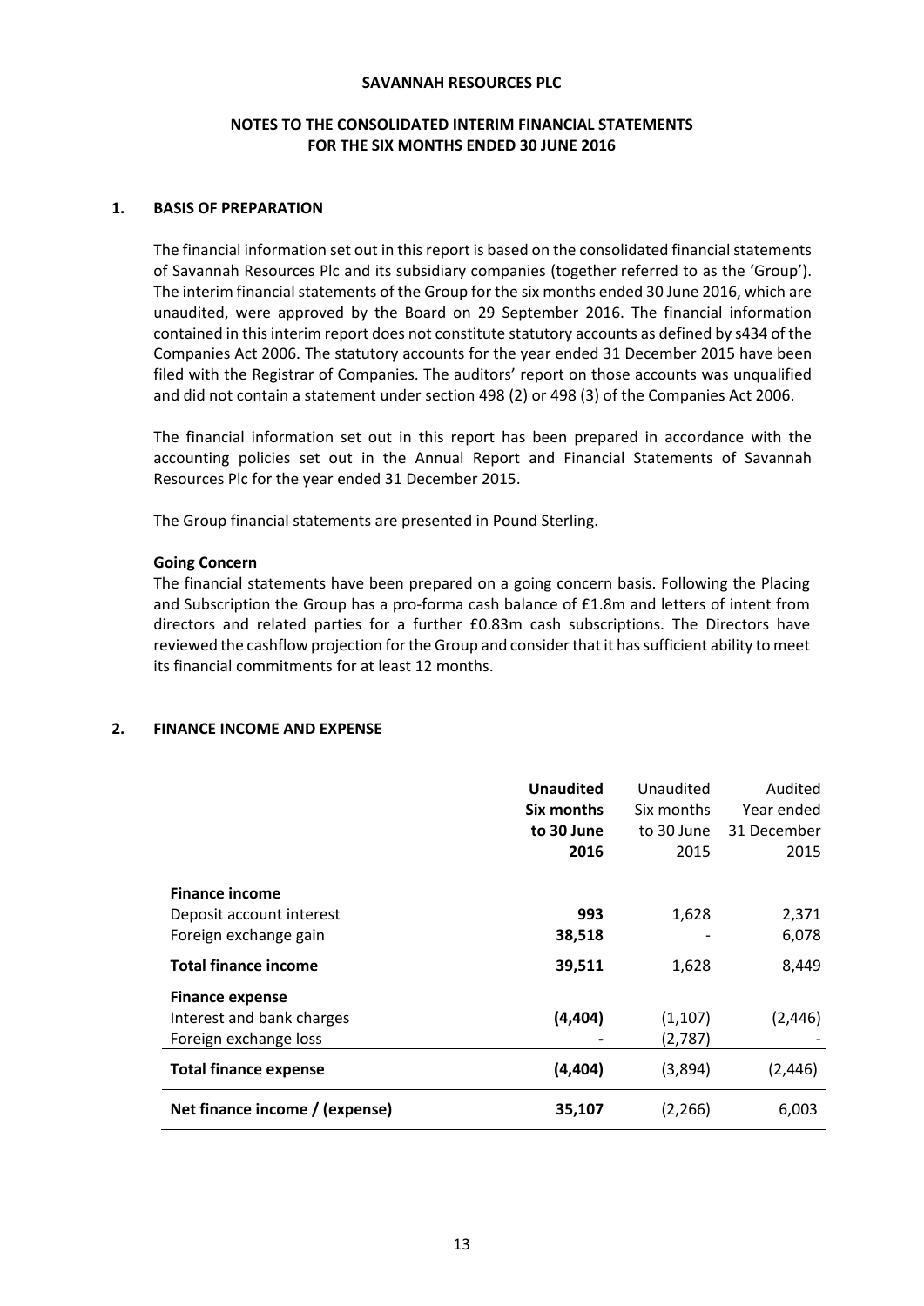**SAVANNAH RESOURCES PLC**

**NOTES TO THE CONSOLIDATED INTERIM FINANCIAL STATEMENTS FOR THE SIX MONTHS ENDED 30 JUNE 2016**

## 1. BASIS OF PREPARATION

The financial information set out in this report is based on the consolidated financial statements of Savannah Resources Plc and its subsidiary companies (together referred to as the 'Group'). The interim financial statements of the Group for the six months ended 30 June 2016, which are unaudited, were approved by the Board on 29 September 2016. The financial information contained in this interim report does not constitute statutory accounts as defined by s434 of the Companies Act 2006. The statutory accounts for the year ended 31 December 2015 have been filed with the Registrar of Companies. The auditors' report on those accounts was unqualified and did not contain a statement under section 498 (2) or 498 (3) of the Companies Act 2006.

The financial information set out in this report has been prepared in accordance with the accounting policies set out in the Annual Report and Financial Statements of Savannah Resources Plc for the year ended 31 December 2015.

The Group financial statements are presented in Pound Sterling.

**Going Concern**

The financial statements have been prepared on a going concern basis. Following the Placing and Subscription the Group has a pro-forma cash balance of £1.8m and letters of intent from directors and related parties for a further £0.83m cash subscriptions. The Directors have reviewed the cashflow projection for the Group and consider that it has sufficient ability to meet its financial commitments for at least 12 months.

## 2. FINANCE INCOME AND EXPENSE

| | **Unaudited Six months to 30 June 2016** | Unaudited Six months to 30 June 2015 | Audited Year ended 31 December 2015 |
|---|---|---|---|
| **Finance income** | | | |
| Deposit account interest | **993** | 1,628 | 2,371 |
| Foreign exchange gain | **38,518** | - | 6,078 |
| **Total finance income** | **39,511** | 1,628 | 8,449 |
| **Finance expense** | | | |
| Interest and bank charges | **(4,404)** | (1,107) | (2,446) |
| Foreign exchange loss | **-** | (2,787) | - |
| **Total finance expense** | **(4,404)** | (3,894) | (2,446) |
| **Net finance income / (expense)** | **35,107** | (2,266) | 6,003 |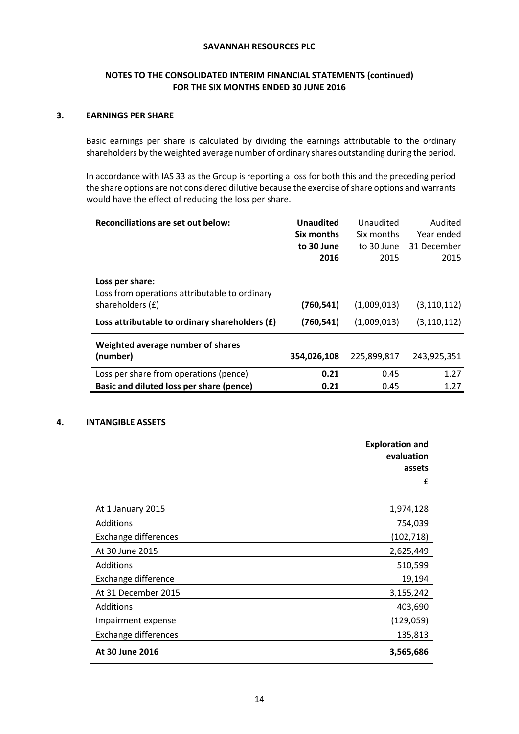SAVANNAH RESOURCES PLC

**NOTES TO THE CONSOLIDATED INTERIM FINANCIAL STATEMENTS (continued)**
**FOR THE SIX MONTHS ENDED 30 JUNE 2016**

## 3. EARNINGS PER SHARE

Basic earnings per share is calculated by dividing the earnings attributable to the ordinary shareholders by the weighted average number of ordinary shares outstanding during the period.

In accordance with IAS 33 as the Group is reporting a loss for both this and the preceding period the share options are not considered dilutive because the exercise of share options and warrants would have the effect of reducing the loss per share.

| Reconciliations are set out below: | Unaudited Six months to 30 June 2016 | Unaudited Six months to 30 June 2015 | Audited Year ended 31 December 2015 |
|---|---|---|---|
| **Loss per share:** | | | |
| Loss from operations attributable to ordinary shareholders (£) | **(760,541)** | (1,009,013) | (3,110,112) |
| **Loss attributable to ordinary shareholders (£)** | **(760,541)** | (1,009,013) | (3,110,112) |
| **Weighted average number of shares (number)** | **354,026,108** | 225,899,817 | 243,925,351 |
| Loss per share from operations (pence) | **0.21** | 0.45 | 1.27 |
| **Basic and diluted loss per share (pence)** | **0.21** | 0.45 | 1.27 |

## 4. INTANGIBLE ASSETS

| | Exploration and evaluation assets £ |
|---|---|
| At 1 January 2015 | 1,974,128 |
| Additions | 754,039 |
| Exchange differences | (102,718) |
| At 30 June 2015 | 2,625,449 |
| Additions | 510,599 |
| Exchange difference | 19,194 |
| At 31 December 2015 | 3,155,242 |
| Additions | 403,690 |
| Impairment expense | (129,059) |
| Exchange differences | 135,813 |
| **At 30 June 2016** | **3,565,686** |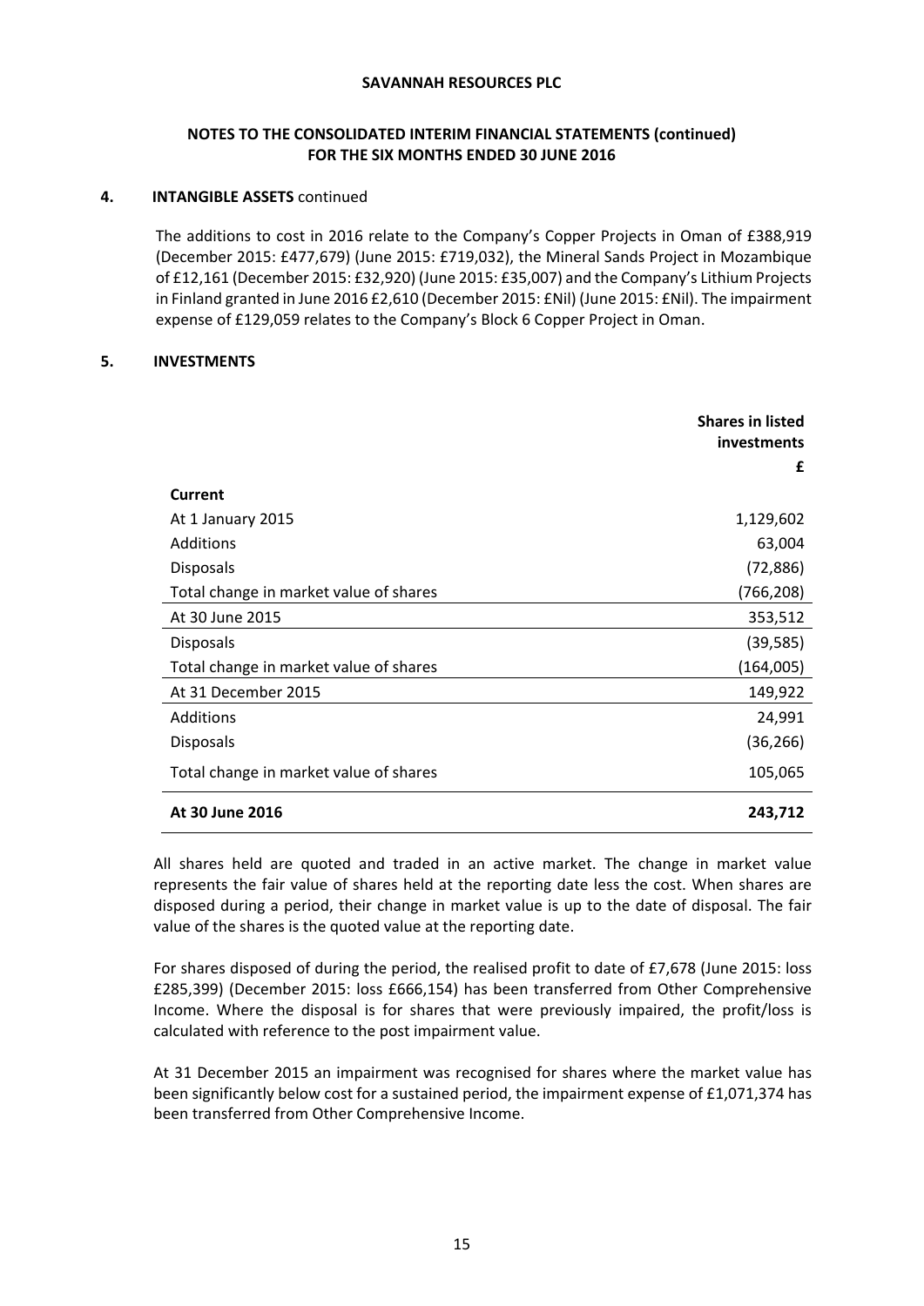**SAVANNAH RESOURCES PLC**

**NOTES TO THE CONSOLIDATED INTERIM FINANCIAL STATEMENTS (continued)**
**FOR THE SIX MONTHS ENDED 30 JUNE 2016**

**4. INTANGIBLE ASSETS** continued

The additions to cost in 2016 relate to the Company's Copper Projects in Oman of £388,919 (December 2015: £477,679) (June 2015: £719,032), the Mineral Sands Project in Mozambique of £12,161 (December 2015: £32,920) (June 2015: £35,007) and the Company's Lithium Projects in Finland granted in June 2016 £2,610 (December 2015: £Nil) (June 2015: £Nil). The impairment expense of £129,059 relates to the Company's Block 6 Copper Project in Oman.

**5. INVESTMENTS**

| | **Shares in listed investments** |
|---|---|
| | **£** |
| **Current** | |
| At 1 January 2015 | 1,129,602 |
| Additions | 63,004 |
| Disposals | (72,886) |
| Total change in market value of shares | (766,208) |
| At 30 June 2015 | 353,512 |
| Disposals | (39,585) |
| Total change in market value of shares | (164,005) |
| At 31 December 2015 | 149,922 |
| Additions | 24,991 |
| Disposals | (36,266) |
| Total change in market value of shares | 105,065 |
| **At 30 June 2016** | **243,712** |

All shares held are quoted and traded in an active market. The change in market value represents the fair value of shares held at the reporting date less the cost. When shares are disposed during a period, their change in market value is up to the date of disposal. The fair value of the shares is the quoted value at the reporting date.

For shares disposed of during the period, the realised profit to date of £7,678 (June 2015: loss £285,399) (December 2015: loss £666,154) has been transferred from Other Comprehensive Income. Where the disposal is for shares that were previously impaired, the profit/loss is calculated with reference to the post impairment value.

At 31 December 2015 an impairment was recognised for shares where the market value has been significantly below cost for a sustained period, the impairment expense of £1,071,374 has been transferred from Other Comprehensive Income.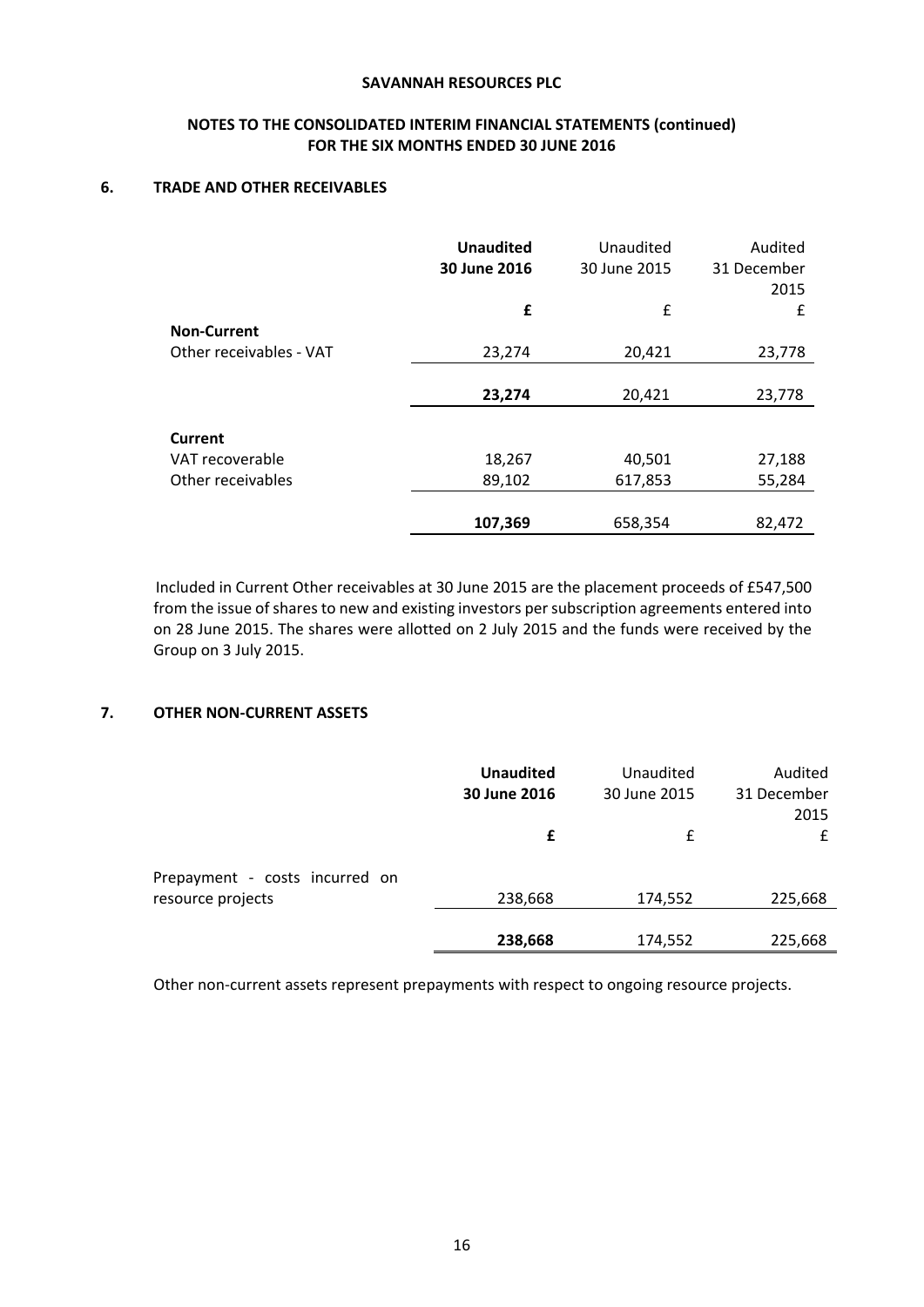**SAVANNAH RESOURCES PLC**

**NOTES TO THE CONSOLIDATED INTERIM FINANCIAL STATEMENTS (continued)**
**FOR THE SIX MONTHS ENDED 30 JUNE 2016**

## 6. TRADE AND OTHER RECEIVABLES

| | **Unaudited 30 June 2016** | Unaudited 30 June 2015 | Audited 31 December 2015 |
|---|---|---|---|
| | **£** | £ | £ |
| **Non-Current** | | | |
| Other receivables - VAT | 23,274 | 20,421 | 23,778 |
| | **23,274** | 20,421 | 23,778 |
| **Current** | | | |
| VAT recoverable | 18,267 | 40,501 | 27,188 |
| Other receivables | 89,102 | 617,853 | 55,284 |
| | **107,369** | 658,354 | 82,472 |

Included in Current Other receivables at 30 June 2015 are the placement proceeds of £547,500 from the issue of shares to new and existing investors per subscription agreements entered into on 28 June 2015. The shares were allotted on 2 July 2015 and the funds were received by the Group on 3 July 2015.

## 7. OTHER NON-CURRENT ASSETS

| | **Unaudited 30 June 2016** | Unaudited 30 June 2015 | Audited 31 December 2015 |
|---|---|---|---|
| | **£** | £ | £ |
| Prepayment - costs incurred on resource projects | 238,668 | 174,552 | 225,668 |
| | **238,668** | 174,552 | 225,668 |

Other non-current assets represent prepayments with respect to ongoing resource projects.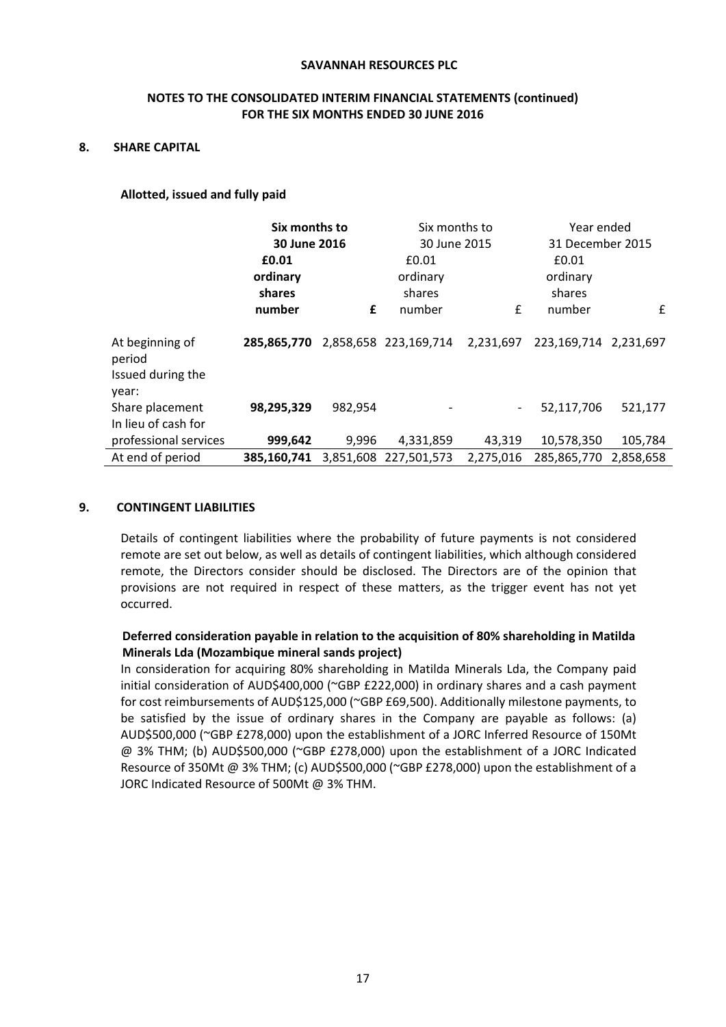**SAVANNAH RESOURCES PLC**

**NOTES TO THE CONSOLIDATED INTERIM FINANCIAL STATEMENTS (continued)**
**FOR THE SIX MONTHS ENDED 30 JUNE 2016**

## 8. SHARE CAPITAL

**Allotted, issued and fully paid**

| | **Six months to 30 June 2016** | | Six months to 30 June 2015 | | Year ended 31 December 2015 | |
|---|---|---|---|---|---|---|
| | **£0.01 ordinary shares number** | **£** | £0.01 ordinary shares number | £ | £0.01 ordinary shares number | £ |
| At beginning of period | **285,865,770** | 2,858,658 | 223,169,714 | 2,231,697 | 223,169,714 | 2,231,697 |
| Issued during the year: | | | | | | |
| Share placement | **98,295,329** | 982,954 | - | - | 52,117,706 | 521,177 |
| In lieu of cash for professional services | **999,642** | 9,996 | 4,331,859 | 43,319 | 10,578,350 | 105,784 |
| At end of period | **385,160,741** | 3,851,608 | 227,501,573 | 2,275,016 | 285,865,770 | 2,858,658 |

## 9. CONTINGENT LIABILITIES

Details of contingent liabilities where the probability of future payments is not considered remote are set out below, as well as details of contingent liabilities, which although considered remote, the Directors consider should be disclosed. The Directors are of the opinion that provisions are not required in respect of these matters, as the trigger event has not yet occurred.

**Deferred consideration payable in relation to the acquisition of 80% shareholding in Matilda Minerals Lda (Mozambique mineral sands project)**

In consideration for acquiring 80% shareholding in Matilda Minerals Lda, the Company paid initial consideration of AUD$400,000 (~GBP £222,000) in ordinary shares and a cash payment for cost reimbursements of AUD$125,000 (~GBP £69,500). Additionally milestone payments, to be satisfied by the issue of ordinary shares in the Company are payable as follows: (a) AUD$500,000 (~GBP £278,000) upon the establishment of a JORC Inferred Resource of 150Mt @ 3% THM; (b) AUD$500,000 (~GBP £278,000) upon the establishment of a JORC Indicated Resource of 350Mt @ 3% THM; (c) AUD$500,000 (~GBP £278,000) upon the establishment of a JORC Indicated Resource of 500Mt @ 3% THM.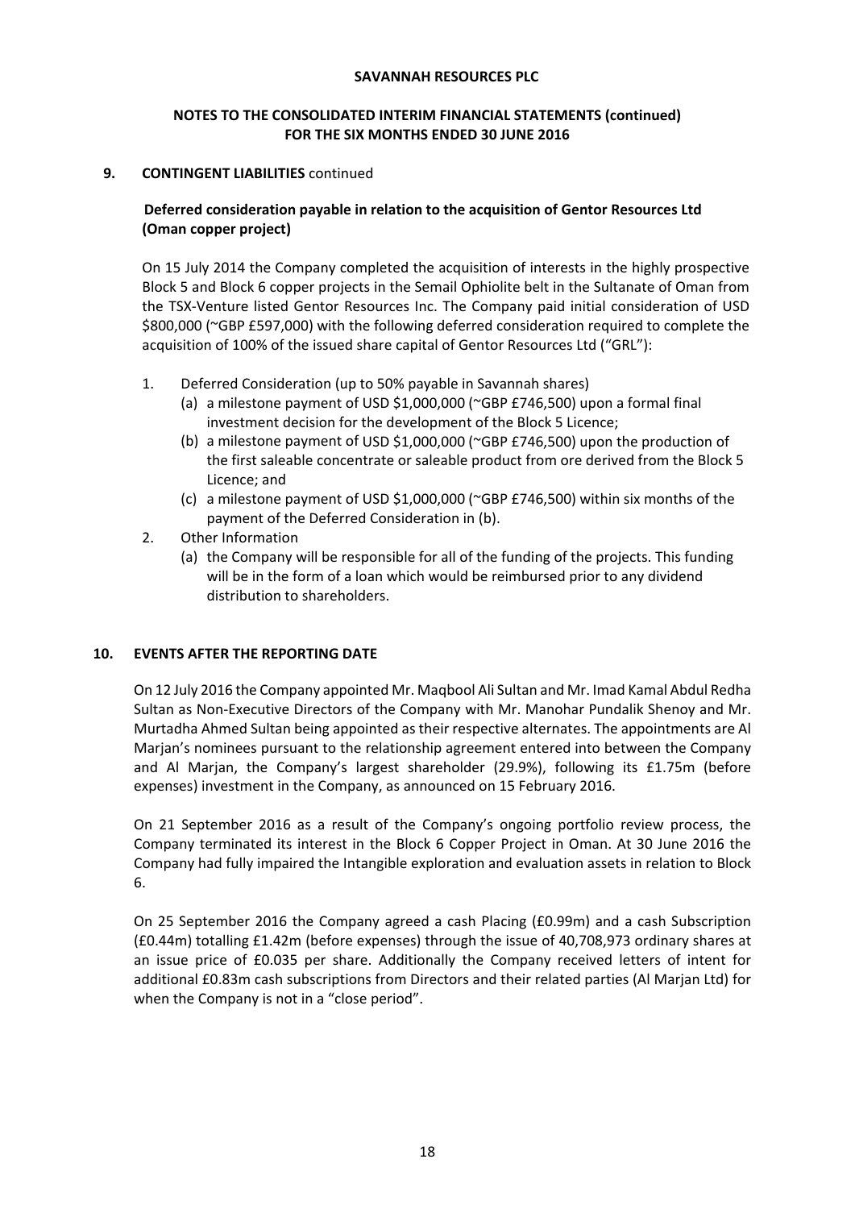## 9. CONTINGENT LIABILITIES continued

### Deferred consideration payable in relation to the acquisition of Gentor Resources Ltd (Oman copper project)

On 15 July 2014 the Company completed the acquisition of interests in the highly prospective Block 5 and Block 6 copper projects in the Semail Ophiolite belt in the Sultanate of Oman from the TSX-Venture listed Gentor Resources Inc. The Company paid initial consideration of USD $800,000 (~GBP £597,000) with the following deferred consideration required to complete the acquisition of 100% of the issued share capital of Gentor Resources Ltd ("GRL"):

1. Deferred Consideration (up to 50% payable in Savannah shares)
   - (a) a milestone payment of USD $1,000,000 (~GBP £746,500) upon a formal final investment decision for the development of the Block 5 Licence;
   - (b) a milestone payment of USD $1,000,000 (~GBP £746,500) upon the production of the first saleable concentrate or saleable product from ore derived from the Block 5 Licence; and
   - (c) a milestone payment of USD $1,000,000 (~GBP £746,500) within six months of the payment of the Deferred Consideration in (b).
2. Other Information
   - (a) the Company will be responsible for all of the funding of the projects. This funding will be in the form of a loan which would be reimbursed prior to any dividend distribution to shareholders.

## 10. EVENTS AFTER THE REPORTING DATE

On 12 July 2016 the Company appointed Mr. Maqbool Ali Sultan and Mr. Imad Kamal Abdul Redha Sultan as Non-Executive Directors of the Company with Mr. Manohar Pundalik Shenoy and Mr. Murtadha Ahmed Sultan being appointed as their respective alternates. The appointments are Al Marjan's nominees pursuant to the relationship agreement entered into between the Company and Al Marjan, the Company's largest shareholder (29.9%), following its £1.75m (before expenses) investment in the Company, as announced on 15 February 2016.

On 21 September 2016 as a result of the Company's ongoing portfolio review process, the Company terminated its interest in the Block 6 Copper Project in Oman. At 30 June 2016 the Company had fully impaired the Intangible exploration and evaluation assets in relation to Block 6.

On 25 September 2016 the Company agreed a cash Placing (£0.99m) and a cash Subscription (£0.44m) totalling £1.42m (before expenses) through the issue of 40,708,973 ordinary shares at an issue price of £0.035 per share. Additionally the Company received letters of intent for additional £0.83m cash subscriptions from Directors and their related parties (Al Marjan Ltd) for when the Company is not in a "close period".